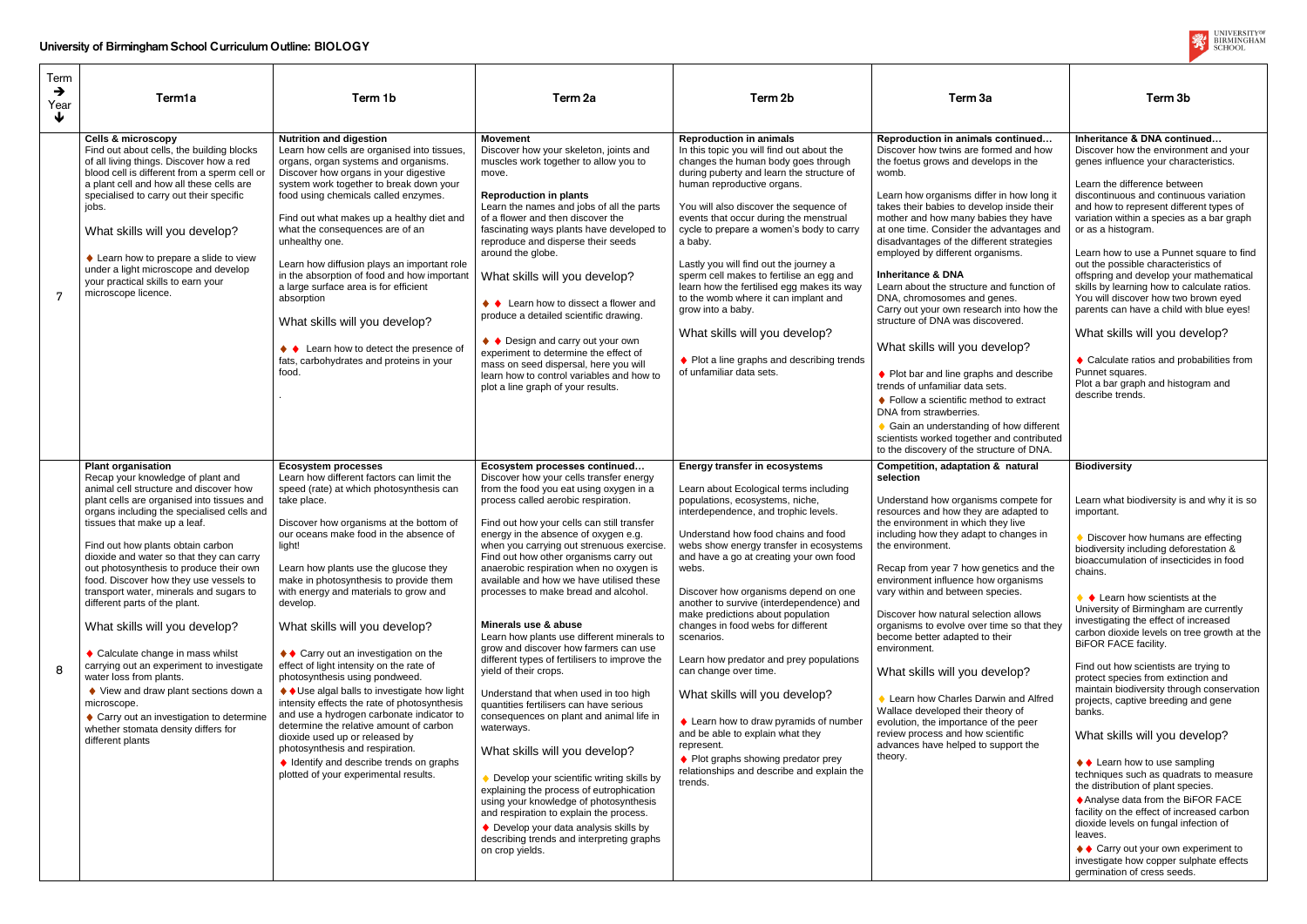# University of Birmingham School Curriculum Outline: BIOLOGY

| Term → Year ↓ | Term1a | Term 1b | Term 2a | Term 2b | Term 3a | Term 3b |
|---|---|---|---|---|---|---|
| 7 | **Cells & microscopy**<br>Find out about cells, the building blocks of all living things. Discover how a red blood cell is different from a sperm cell or a plant cell and how all these cells are specialised to carry out their specific jobs.<br><br>What skills will you develop?<br><br>♦ Learn how to prepare a slide to view under a light microscope and develop your practical skills to earn your microscope licence. | **Nutrition and digestion**<br>Learn how cells are organised into tissues, organs, organ systems and organisms. Discover how organs in your digestive system work together to break down your food using chemicals called enzymes.<br><br>Find out what makes up a healthy diet and what the consequences are of an unhealthy one.<br><br>Learn how diffusion plays an important role in the absorption of food and how important a large surface area is for efficient absorption<br><br>What skills will you develop?<br><br>♦ ♦ Learn how to detect the presence of fats, carbohydrates and proteins in your food.<br><br>. | **Movement**<br>Discover how your skeleton, joints and muscles work together to allow you to move.<br><br>**Reproduction in plants**<br>Learn the names and jobs of all the parts of a flower and then discover the fascinating ways plants have developed to reproduce and disperse their seeds around the globe.<br><br>What skills will you develop?<br><br>♦ ♦ Learn how to dissect a flower and produce a detailed scientific drawing.<br><br>♦ ♦ Design and carry out your own experiment to determine the effect of mass on seed dispersal, here you will learn how to control variables and how to plot a line graph of your results. | **Reproduction in animals**<br>In this topic you will find out about the changes the human body goes through during puberty and learn the structure of human reproductive organs.<br><br>You will also discover the sequence of events that occur during the menstrual cycle to prepare a women's body to carry a baby.<br><br>Lastly you will find out the journey a sperm cell makes to fertilise an egg and learn how the fertilised egg makes its way to the womb where it can implant and grow into a baby.<br><br>What skills will you develop?<br><br>♦ Plot a line graphs and describing trends of unfamiliar data sets. | **Reproduction in animals continued…**<br>Discover how twins are formed and how the foetus grows and develops in the womb.<br><br>Learn how organisms differ in how long it takes their babies to develop inside their mother and how many babies they have at one time. Consider the advantages and disadvantages of the different strategies employed by different organisms.<br><br>**Inheritance & DNA**<br>Learn about the structure and function of DNA, chromosomes and genes.<br>Carry out your own research into how the structure of DNA was discovered.<br><br>What skills will you develop?<br><br>♦ Plot bar and line graphs and describe trends of unfamiliar data sets.<br>♦ Follow a scientific method to extract DNA from strawberries.<br>♦ Gain an understanding of how different scientists worked together and contributed to the discovery of the structure of DNA. | **Inheritance & DNA continued…**<br>Discover how the environment and your genes influence your characteristics.<br><br>Learn the difference between discontinuous and continuous variation and how to represent different types of variation within a species as a bar graph or as a histogram.<br><br>Learn how to use a Punnet square to find out the possible characteristics of offspring and develop your mathematical skills by learning how to calculate ratios. You will discover how two brown eyed parents can have a child with blue eyes!<br><br>What skills will you develop?<br><br>♦ Calculate ratios and probabilities from Punnet squares.<br>Plot a bar graph and histogram and describe trends. |
| 8 | **Plant organisation**<br>Recap your knowledge of plant and animal cell structure and discover how plant cells are organised into tissues and organs including the specialised cells and tissues that make up a leaf.<br><br>Find out how plants obtain carbon dioxide and water so that they can carry out photosynthesis to produce their own food. Discover how they use vessels to transport water, minerals and sugars to different parts of the plant.<br><br>What skills will you develop?<br><br>♦ Calculate change in mass whilst carrying out an experiment to investigate water loss from plants.<br>♦ View and draw plant sections down a microscope.<br>♦ Carry out an investigation to determine whether stomata density differs for different plants | **Ecosystem processes**<br>Learn how different factors can limit the speed (rate) at which photosynthesis can take place.<br><br>Discover how organisms at the bottom of our oceans make food in the absence of light!<br><br>Learn how plants use the glucose they make in photosynthesis to provide them with energy and materials to grow and develop.<br><br>What skills will you develop?<br><br>♦♦ Carry out an investigation on the effect of light intensity on the rate of photosynthesis using pondweed.<br>♦♦Use algal balls to investigate how light intensity effects the rate of photosynthesis and use a hydrogen carbonate indicator to determine the relative amount of carbon dioxide used up or released by photosynthesis and respiration.<br>♦ Identify and describe trends on graphs plotted of your experimental results. | **Ecosystem processes continued…**<br>Discover how your cells transfer energy from the food you eat using oxygen in a process called aerobic respiration.<br><br>Find out how your cells can still transfer energy in the absence of oxygen e.g. when you carrying out strenuous exercise. Find out how other organisms carry out anaerobic respiration when no oxygen is available and how we have utilised these processes to make bread and alcohol.<br><br>**Minerals use & abuse**<br>Learn how plants use different minerals to grow and discover how farmers can use different types of fertilisers to improve the yield of their crops.<br><br>Understand that when used in too high quantities fertilisers can have serious consequences on plant and animal life in waterways.<br><br>What skills will you develop?<br><br>♦ Develop your scientific writing skills by explaining the process of eutrophication using your knowledge of photosynthesis and respiration to explain the process.<br>♦ Develop your data analysis skills by describing trends and interpreting graphs on crop yields. | **Energy transfer in ecosystems**<br><br>Learn about Ecological terms including populations, ecosystems, niche, interdependence, and trophic levels.<br><br>Understand how food chains and food webs show energy transfer in ecosystems and have a go at creating your own food webs.<br><br>Discover how organisms depend on one another to survive (interdependence) and make predictions about population changes in food webs for different scenarios.<br><br>Learn how predator and prey populations can change over time.<br><br>What skills will you develop?<br><br>♦ Learn how to draw pyramids of number and be able to explain what they represent.<br>♦ Plot graphs showing predator prey relationships and describe and explain the trends. | **Competition, adaptation & natural selection**<br><br>Understand how organisms compete for resources and how they are adapted to the environment in which they live including how they adapt to changes in the environment.<br><br>Recap from year 7 how genetics and the environment influence how organisms vary within and between species.<br><br>Discover how natural selection allows organisms to evolve over time so that they become better adapted to their environment.<br><br>What skills will you develop?<br><br>♦ Learn how Charles Darwin and Alfred Wallace developed their theory of evolution, the importance of the peer review process and how scientific advances have helped to support the theory. | **Biodiversity**<br><br>Learn what biodiversity is and why it is so important.<br><br>♦ Discover how humans are effecting biodiversity including deforestation & bioaccumulation of insecticides in food chains.<br><br>♦ ♦ Learn how scientists at the University of Birmingham are currently investigating the effect of increased carbon dioxide levels on tree growth at the BiFOR FACE facility.<br><br>Find out how scientists are trying to protect species from extinction and maintain biodiversity through conservation projects, captive breeding and gene banks.<br><br>What skills will you develop?<br><br>♦♦ Learn how to use sampling techniques such as quadrats to measure the distribution of plant species.<br>♦Analyse data from the BiFOR FACE facility on the effect of increased carbon dioxide levels on fungal infection of leaves.<br>♦♦ Carry out your own experiment to investigate how copper sulphate effects germination of cress seeds. |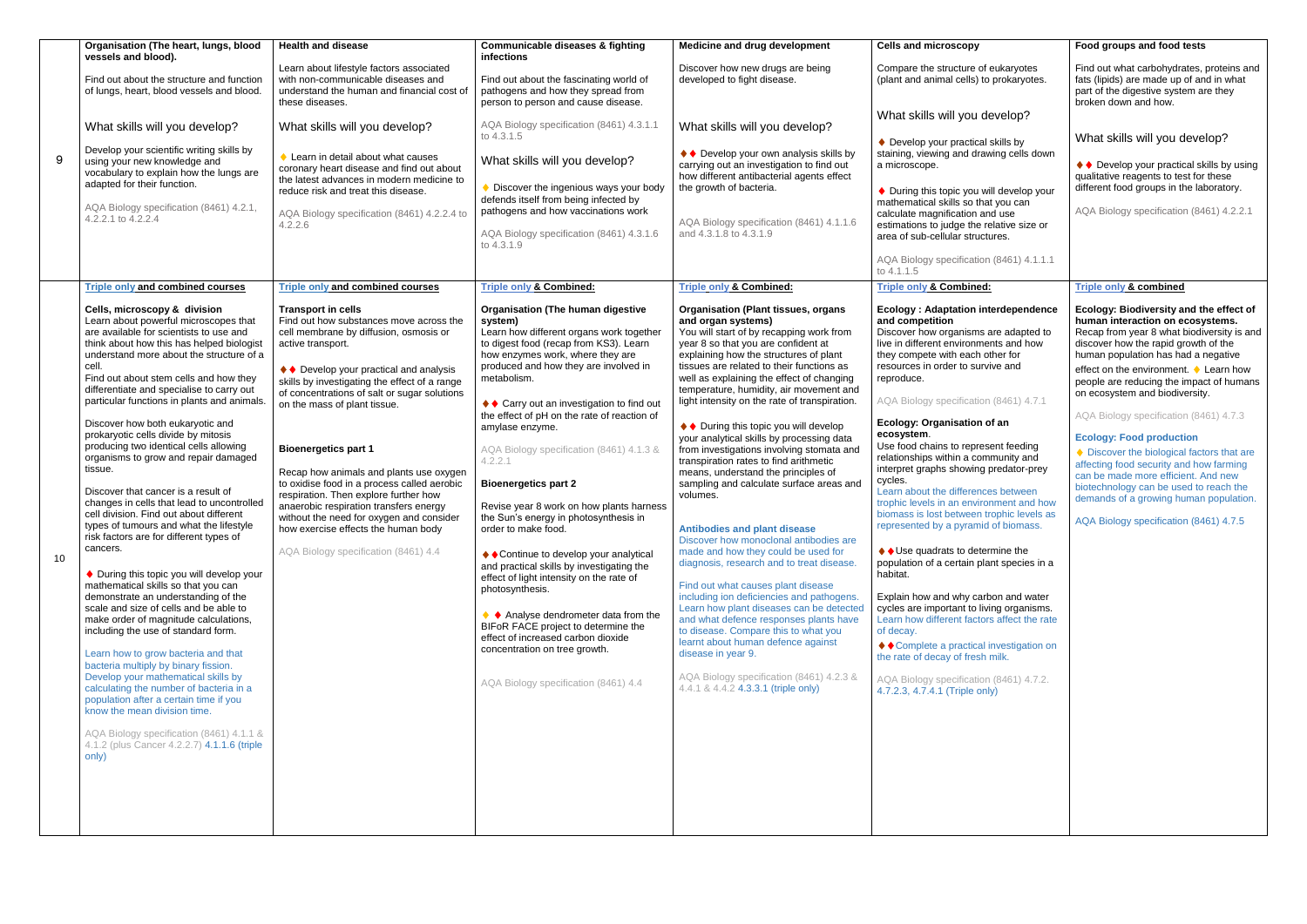| | | | | | | |
|---|---|---|---|---|---|---|
| 9 | **Organisation (The heart, lungs, blood vessels and blood).**<br><br>Find out about the structure and function of lungs, heart, blood vessels and blood.<br><br>What skills will you develop?<br><br>Develop your scientific writing skills by using your new knowledge and vocabulary to explain how the lungs are adapted for their function.<br><br>AQA Biology specification (8461) 4.2.1, 4.2.2.1 to 4.2.2.4 | **Health and disease**<br><br>Learn about lifestyle factors associated with non-communicable diseases and understand the human and financial cost of these diseases.<br><br>What skills will you develop?<br><br>♦ Learn in detail about what causes coronary heart disease and find out about the latest advances in modern medicine to reduce risk and treat this disease.<br><br>AQA Biology specification (8461) 4.2.2.4 to 4.2.2.6 | **Communicable diseases & fighting infections**<br><br>Find out about the fascinating world of pathogens and how they spread from person to person and cause disease.<br><br>AQA Biology specification (8461) 4.3.1.1 to 4.3.1.5<br><br>What skills will you develop?<br><br>♦ Discover the ingenious ways your body defends itself from being infected by pathogens and how vaccinations work<br><br>AQA Biology specification (8461) 4.3.1.6 to 4.3.1.9 | **Medicine and drug development**<br><br>Discover how new drugs are being developed to fight disease.<br><br>What skills will you develop?<br><br>♦♦ Develop your own analysis skills by carrying out an investigation to find out how different antibacterial agents effect the growth of bacteria.<br><br>AQA Biology specification (8461) 4.1.1.6 and 4.3.1.8 to 4.3.1.9 | **Cells and microscopy**<br><br>Compare the structure of eukaryotes (plant and animal cells) to prokaryotes.<br><br>What skills will you develop?<br><br>♦ Develop your practical skills by staining, viewing and drawing cells down a microscope.<br><br>♦ During this topic you will develop your mathematical skills so that you can calculate magnification and use estimations to judge the relative size or area of sub-cellular structures.<br><br>AQA Biology specification (8461) 4.1.1.1 to 4.1.1.5 | **Food groups and food tests**<br><br>Find out what carbohydrates, proteins and fats (lipids) are made up of and in what part of the digestive system are they broken down and how.<br><br>What skills will you develop?<br><br>♦♦ Develop your practical skills by using qualitative reagents to test for these different food groups in the laboratory.<br><br>AQA Biology specification (8461) 4.2.2.1 |
| 10 | **Triple only and combined courses**<br><br>**Cells, microscopy & division**<br>Learn about powerful microscopes that are available for scientists to use and think about how this has helped biologist understand more about the structure of a cell.<br>Find out about stem cells and how they differentiate and specialise to carry out particular functions in plants and animals.<br><br>Discover how both eukaryotic and prokaryotic cells divide by mitosis producing two identical cells allowing organisms to grow and repair damaged tissue.<br><br>Discover that cancer is a result of changes in cells that lead to uncontrolled cell division. Find out about different types of tumours and what the lifestyle risk factors are for different types of cancers.<br><br>♦ During this topic you will develop your mathematical skills so that you can demonstrate an understanding of the scale and size of cells and be able to make order of magnitude calculations, including the use of standard form.<br><br>Learn how to grow bacteria and that bacteria multiply by binary fission. Develop your mathematical skills by calculating the number of bacteria in a population after a certain time if you know the mean division time.<br><br>AQA Biology specification (8461) 4.1.1 & 4.1.2 (plus Cancer 4.2.2.7) 4.1.1.6 (triple only) | **Triple only and combined courses**<br><br>**Transport in cells**<br>Find out how substances move across the cell membrane by diffusion, osmosis or active transport.<br><br>♦♦ Develop your practical and analysis skills by investigating the effect of a range of concentrations of salt or sugar solutions on the mass of plant tissue.<br><br>**Bioenergetics part 1**<br><br>Recap how animals and plants use oxygen to oxidise food in a process called aerobic respiration. Then explore further how anaerobic respiration transfers energy without the need for oxygen and consider how exercise effects the human body<br><br>AQA Biology specification (8461) 4.4 | **Triple only & Combined:**<br><br>**Organisation (The human digestive system)**<br>Learn how different organs work together to digest food (recap from KS3). Learn how enzymes work, where they are produced and how they are involved in metabolism.<br><br>♦♦ Carry out an investigation to find out the effect of pH on the rate of reaction of amylase enzyme.<br><br>AQA Biology specification (8461) 4.1.3 & 4.2.2.1<br><br>**Bioenergetics part 2**<br><br>Revise year 8 work on how plants harness the Sun's energy in photosynthesis in order to make food.<br><br>♦♦Continue to develop your analytical and practical skills by investigating the effect of light intensity on the rate of photosynthesis.<br><br>♦ ♦ Analyse dendrometer data from the BIFoR FACE project to determine the effect of increased carbon dioxide concentration on tree growth.<br><br>AQA Biology specification (8461) 4.4 | **Triple only & Combined:**<br><br>**Organisation (Plant tissues, organs and organ systems)**<br>You will start of by recapping work from year 8 so that you are confident at explaining how the structures of plant tissues are related to their functions as well as explaining the effect of changing temperature, humidity, air movement and light intensity on the rate of transpiration.<br><br>♦♦ During this topic you will develop your analytical skills by processing data from investigations involving stomata and transpiration rates to find arithmetic means, understand the principles of sampling and calculate surface areas and volumes.<br><br>**Antibodies and plant disease**<br>Discover how monoclonal antibodies are made and how they could be used for diagnosis, research and to treat disease.<br><br>Find out what causes plant disease including ion deficiencies and pathogens. Learn how plant diseases can be detected and what defence responses plants have to disease. Compare this to what you learnt about human defence against disease in year 9.<br><br>AQA Biology specification (8461) 4.2.3 & 4.4.1 & 4.4.2 4.3.3.1 (triple only) | **Triple only & Combined:**<br><br>**Ecology : Adaptation interdependence and competition**<br>Discover how organisms are adapted to live in different environments and how they compete with each other for resources in order to survive and reproduce.<br><br>AQA Biology specification (8461) 4.7.1<br><br>**Ecology: Organisation of an ecosystem**.<br>Use food chains to represent feeding relationships within a community and interpret graphs showing predator-prey cycles.<br>Learn about the differences between trophic levels in an environment and how biomass is lost between trophic levels as represented by a pyramid of biomass.<br><br>♦♦Use quadrats to determine the population of a certain plant species in a habitat.<br><br>Explain how and why carbon and water cycles are important to living organisms. Learn how different factors affect the rate of decay.<br><br>♦♦Complete a practical investigation on the rate of decay of fresh milk.<br><br>AQA Biology specification (8461) 4.7.2. 4.7.2.3, 4.7.4.1 (Triple only) | **Triple only & combined**<br><br>**Ecology: Biodiversity and the effect of human interaction on ecosystems.**<br>Recap from year 8 what biodiversity is and discover how the rapid growth of the human population has had a negative effect on the environment. ♦ Learn how people are reducing the impact of humans on ecosystem and biodiversity.<br><br>AQA Biology specification (8461) 4.7.3<br><br>**Ecology: Food production**<br>♦ Discover the biological factors that are affecting food security and how farming can be made more efficient. And new biotechnology can be used to reach the demands of a growing human population.<br><br>AQA Biology specification (8461) 4.7.5 |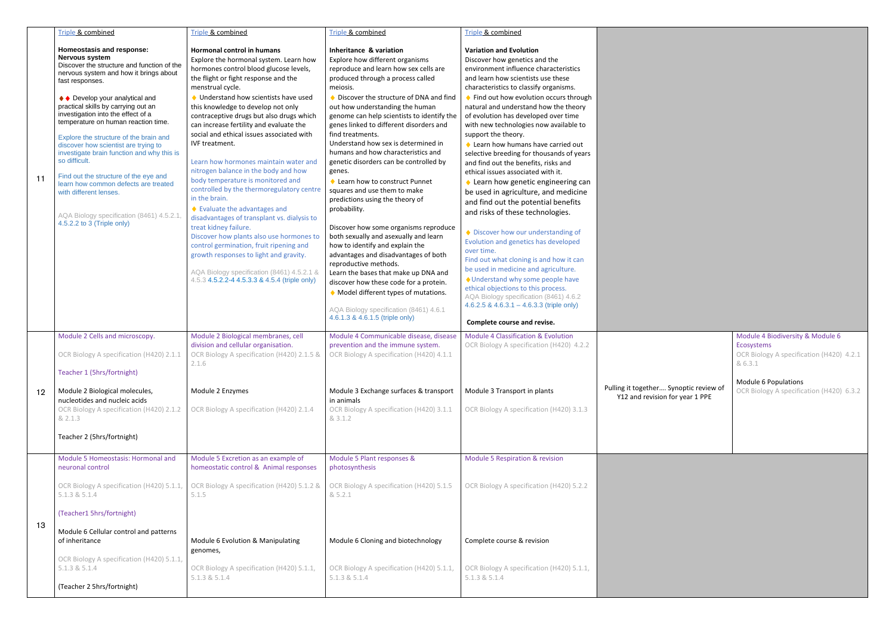| | | | | | | |
|---|---|---|---|---|---|---|
| 11 | Triple & combined<br><br>**Homeostasis and response: Nervous system**<br>Discover the structure and function of the nervous system and how it brings about fast responses.<br><br>♦♦ Develop your analytical and practical skills by carrying out an investigation into the effect of a temperature on human reaction time.<br><br>Explore the structure of the brain and discover how scientist are trying to investigate brain function and why this is so difficult.<br><br>Find out the structure of the eye and learn how common defects are treated with different lenses.<br><br>AQA Biology specification (8461) 4.5.2.1, 4.5.2.2 to 3 (Triple only) | Triple & combined<br><br>**Hormonal control in humans**<br>Explore the hormonal system. Learn how hormones control blood glucose levels, the flight or fight response and the menstrual cycle.<br>♦ Understand how scientists have used this knowledge to develop not only contraceptive drugs but also drugs which can increase fertility and evaluate the social and ethical issues associated with IVF treatment.<br><br>Learn how hormones maintain water and nitrogen balance in the body and how body temperature is monitored and controlled by the thermoregulatory centre in the brain.<br>♦ Evaluate the advantages and disadvantages of transplant vs. dialysis to treat kidney failure.<br>Discover how plants also use hormones to control germination, fruit ripening and growth responses to light and gravity.<br><br>AQA Biology specification (8461) 4.5.2.1 & 4.5.3 4.5.2.2-4 4.5.3.3 & 4.5.4 (triple only) | Triple & combined<br><br>**Inheritance & variation**<br>Explore how different organisms reproduce and learn how sex cells are produced through a process called meiosis.<br>♦ Discover the structure of DNA and find out how understanding the human genome can help scientists to identify the genes linked to different disorders and find treatments.<br>Understand how sex is determined in humans and how characteristics and genetic disorders can be controlled by genes.<br>♦ Learn how to construct Punnet squares and use them to make predictions using the theory of probability.<br><br>Discover how some organisms reproduce both sexually and asexually and learn how to identify and explain the advantages and disadvantages of both reproductive methods.<br>Learn the bases that make up DNA and discover how these code for a protein.<br>♦ Model different types of mutations.<br><br>AQA Biology specification (8461) 4.6.1 4.6.1.3 & 4.6.1.5 (triple only) | Triple & combined<br><br>**Variation and Evolution**<br>Discover how genetics and the environment influence characteristics and learn how scientists use these characteristics to classify organisms.<br>♦ Find out how evolution occurs through natural and understand how the theory of evolution has developed over time with new technologies now available to support the theory.<br>♦ Learn how humans have carried out selective breeding for thousands of years and find out the benefits, risks and ethical issues associated with it.<br>♦ Learn how genetic engineering can be used in agriculture, and medicine and find out the potential benefits and risks of these technologies.<br><br>♦ Discover how our understanding of Evolution and genetics has developed over time.<br>Find out what cloning is and how it can be used in medicine and agriculture.<br>♦Understand why some people have ethical objections to this process.<br>AQA Biology specification (8461) 4.6.2 4.6.2.5 & 4.6.3.1 – 4.6.3.3 (triple only)<br><br>**Complete course and revise.** | | |
| 12 | Module 2 Cells and microscopy.<br><br>OCR Biology A specification (H420) 2.1.1<br><br>Teacher 1 (5hrs/fortnight)<br><br>Module 2 Biological molecules, nucleotides and nucleic acids<br>OCR Biology A specification (H420) 2.1.2 & 2.1.3<br><br>Teacher 2 (5hrs/fortnight) | Module 2 Biological membranes, cell division and cellular organisation.<br>OCR Biology A specification (H420) 2.1.5 & 2.1.6<br><br>Module 2 Enzymes<br><br>OCR Biology A specification (H420) 2.1.4 | Module 4 Communicable disease, disease prevention and the immune system.<br>OCR Biology A specification (H420) 4.1.1<br><br>Module 3 Exchange surfaces & transport in animals<br>OCR Biology A specification (H420) 3.1.1 & 3.1.2 | Module 4 Classification & Evolution<br>OCR Biology A specification (H420) 4.2.2<br><br>Module 3 Transport in plants<br><br>OCR Biology A specification (H420) 3.1.3 | Pulling it together…. Synoptic review of Y12 and revision for year 1 PPE | Module 4 Biodiversity & Module 6 Ecosystems<br>OCR Biology A specification (H420) 4.2.1 & 6.3.1<br><br>Module 6 Populations<br>OCR Biology A specification (H420) 6.3.2 |
| 13 | Module 5 Homeostasis: Hormonal and neuronal control<br><br>OCR Biology A specification (H420) 5.1.1, 5.1.3 & 5.1.4<br><br>(Teacher1 5hrs/fortnight)<br><br>Module 6 Cellular control and patterns of inheritance<br><br>OCR Biology A specification (H420) 5.1.1, 5.1.3 & 5.1.4<br><br>(Teacher 2 5hrs/fortnight) | Module 5 Excretion as an example of homeostatic control & Animal responses<br><br>OCR Biology A specification (H420) 5.1.2 & 5.1.5<br><br>Module 6 Evolution & Manipulating genomes,<br><br>OCR Biology A specification (H420) 5.1.1, 5.1.3 & 5.1.4 | Module 5 Plant responses & photosynthesis<br><br>OCR Biology A specification (H420) 5.1.5 & 5.2.1<br><br>Module 6 Cloning and biotechnology<br><br>OCR Biology A specification (H420) 5.1.1, 5.1.3 & 5.1.4 | Module 5 Respiration & revision<br><br>OCR Biology A specification (H420) 5.2.2<br><br>Complete course & revision<br><br>OCR Biology A specification (H420) 5.1.1, 5.1.3 & 5.1.4 | | |